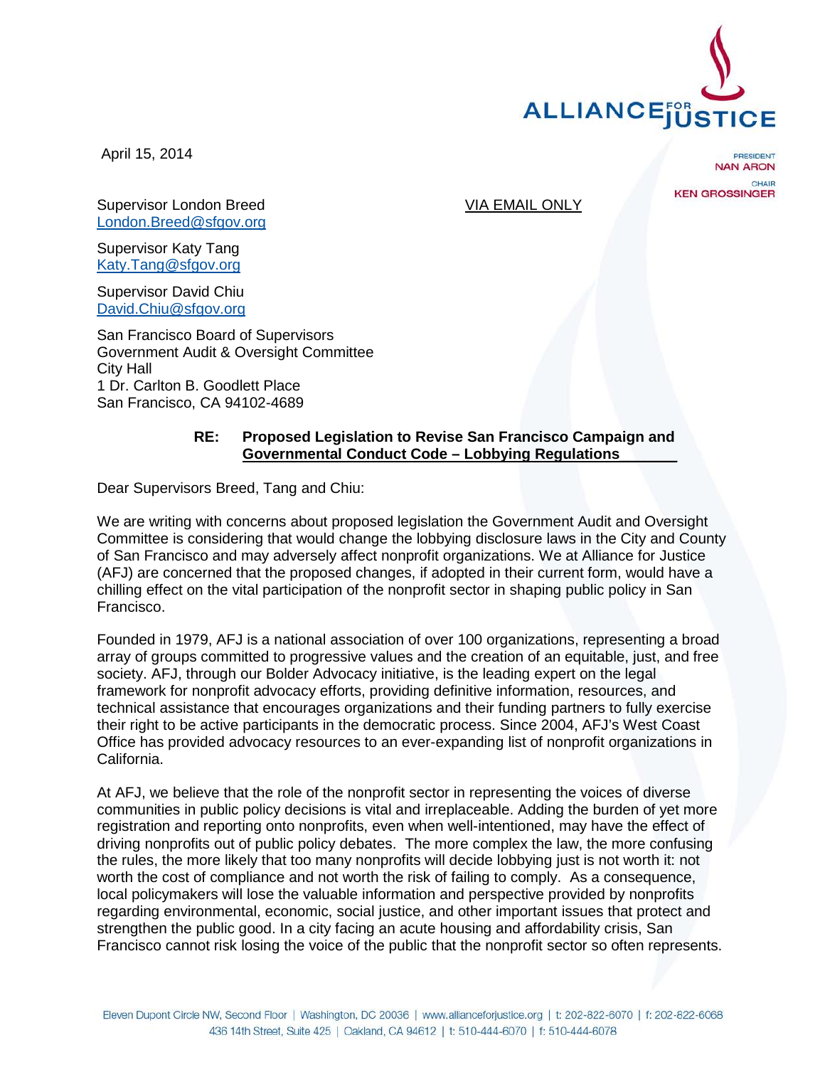ALLIANCE FOR JUSTICE

PRESIDENT
NAN ARON

CHAIR
KEN GROSSINGER

April 15, 2014

Supervisor London Breed
London.Breed@sfgov.org

VIA EMAIL ONLY

Supervisor Katy Tang
Katy.Tang@sfgov.org

Supervisor David Chiu
David.Chiu@sfgov.org

San Francisco Board of Supervisors
Government Audit & Oversight Committee
City Hall
1 Dr. Carlton B. Goodlett Place
San Francisco, CA 94102-4689

**RE: Proposed Legislation to Revise San Francisco Campaign and Governmental Conduct Code – Lobbying Regulations**

Dear Supervisors Breed, Tang and Chiu:

We are writing with concerns about proposed legislation the Government Audit and Oversight Committee is considering that would change the lobbying disclosure laws in the City and County of San Francisco and may adversely affect nonprofit organizations. We at Alliance for Justice (AFJ) are concerned that the proposed changes, if adopted in their current form, would have a chilling effect on the vital participation of the nonprofit sector in shaping public policy in San Francisco.

Founded in 1979, AFJ is a national association of over 100 organizations, representing a broad array of groups committed to progressive values and the creation of an equitable, just, and free society. AFJ, through our Bolder Advocacy initiative, is the leading expert on the legal framework for nonprofit advocacy efforts, providing definitive information, resources, and technical assistance that encourages organizations and their funding partners to fully exercise their right to be active participants in the democratic process. Since 2004, AFJ's West Coast Office has provided advocacy resources to an ever-expanding list of nonprofit organizations in California.

At AFJ, we believe that the role of the nonprofit sector in representing the voices of diverse communities in public policy decisions is vital and irreplaceable. Adding the burden of yet more registration and reporting onto nonprofits, even when well-intentioned, may have the effect of driving nonprofits out of public policy debates. The more complex the law, the more confusing the rules, the more likely that too many nonprofits will decide lobbying just is not worth it: not worth the cost of compliance and not worth the risk of failing to comply. As a consequence, local policymakers will lose the valuable information and perspective provided by nonprofits regarding environmental, economic, social justice, and other important issues that protect and strengthen the public good. In a city facing an acute housing and affordability crisis, San Francisco cannot risk losing the voice of the public that the nonprofit sector so often represents.

Eleven Dupont Circle NW, Second Floor | Washington, DC 20036 | www.allianceforjustice.org | t: 202-822-6070 | f: 202-822-6068
436 14th Street, Suite 425 | Oakland, CA 94612 | t: 510-444-6070 | f: 510-444-6078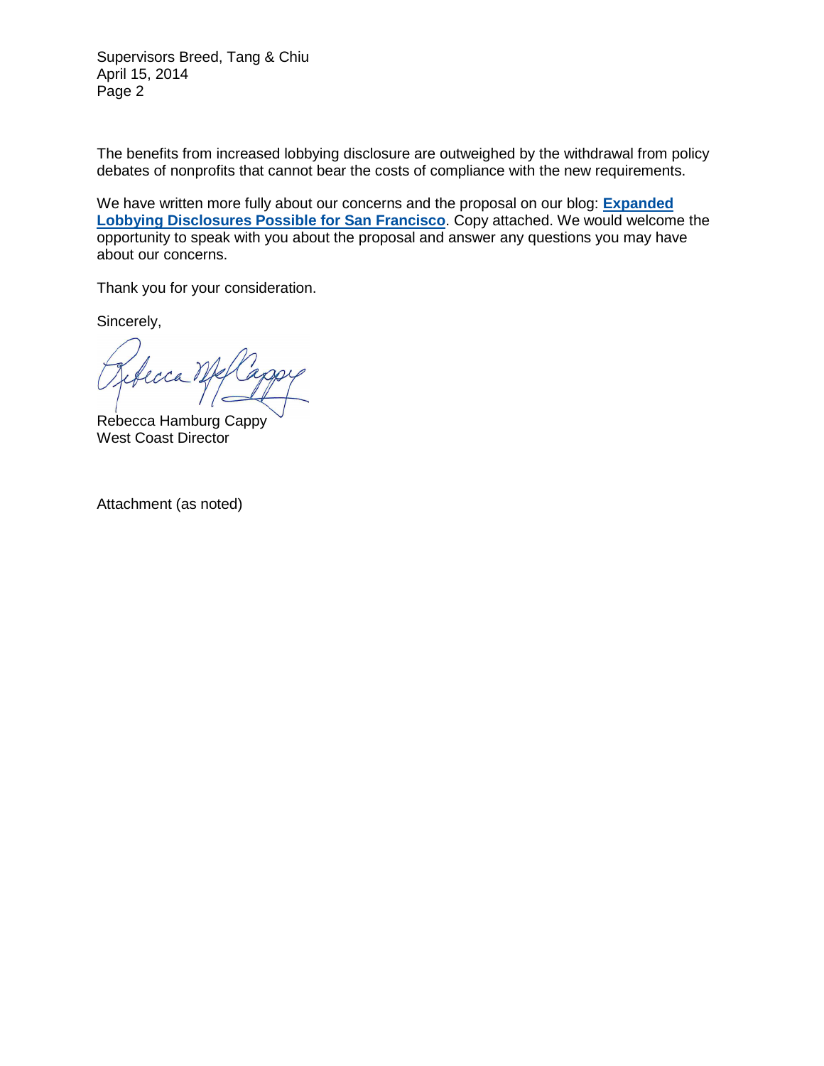The benefits from increased lobbying disclosure are outweighed by the withdrawal from policy debates of nonprofits that cannot bear the costs of compliance with the new requirements.

We have written more fully about our concerns and the proposal on our blog: **Expanded Lobbying Disclosures Possible for San Francisco**. Copy attached. We would welcome the opportunity to speak with you about the proposal and answer any questions you may have about our concerns.

Thank you for your consideration.

Sincerely,

Rebecca Hamburg Cappy
West Coast Director

Attachment (as noted)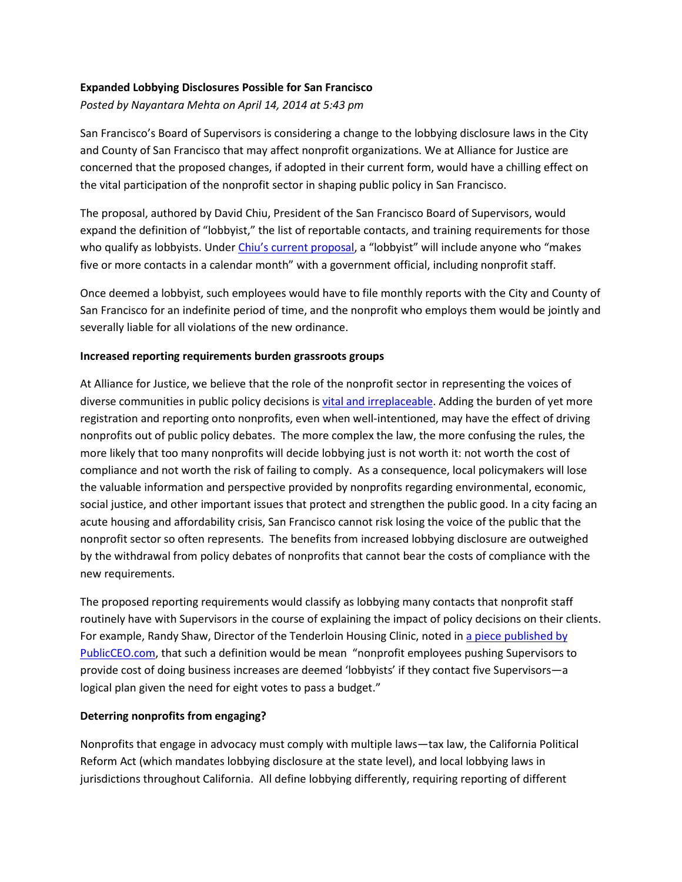**Expanded Lobbying Disclosures Possible for San Francisco**

*Posted by Nayantara Mehta on April 14, 2014 at 5:43 pm*

San Francisco's Board of Supervisors is considering a change to the lobbying disclosure laws in the City and County of San Francisco that may affect nonprofit organizations. We at Alliance for Justice are concerned that the proposed changes, if adopted in their current form, would have a chilling effect on the vital participation of the nonprofit sector in shaping public policy in San Francisco.

The proposal, authored by David Chiu, President of the San Francisco Board of Supervisors, would expand the definition of "lobbyist," the list of reportable contacts, and training requirements for those who qualify as lobbyists. Under Chiu's current proposal, a "lobbyist" will include anyone who "makes five or more contacts in a calendar month" with a government official, including nonprofit staff.

Once deemed a lobbyist, such employees would have to file monthly reports with the City and County of San Francisco for an indefinite period of time, and the nonprofit who employs them would be jointly and severally liable for all violations of the new ordinance.

**Increased reporting requirements burden grassroots groups**

At Alliance for Justice, we believe that the role of the nonprofit sector in representing the voices of diverse communities in public policy decisions is vital and irreplaceable. Adding the burden of yet more registration and reporting onto nonprofits, even when well-intentioned, may have the effect of driving nonprofits out of public policy debates. The more complex the law, the more confusing the rules, the more likely that too many nonprofits will decide lobbying just is not worth it: not worth the cost of compliance and not worth the risk of failing to comply. As a consequence, local policymakers will lose the valuable information and perspective provided by nonprofits regarding environmental, economic, social justice, and other important issues that protect and strengthen the public good. In a city facing an acute housing and affordability crisis, San Francisco cannot risk losing the voice of the public that the nonprofit sector so often represents. The benefits from increased lobbying disclosure are outweighed by the withdrawal from policy debates of nonprofits that cannot bear the costs of compliance with the new requirements.

The proposed reporting requirements would classify as lobbying many contacts that nonprofit staff routinely have with Supervisors in the course of explaining the impact of policy decisions on their clients. For example, Randy Shaw, Director of the Tenderloin Housing Clinic, noted in a piece published by PublicCEO.com, that such a definition would be mean "nonprofit employees pushing Supervisors to provide cost of doing business increases are deemed 'lobbyists' if they contact five Supervisors—a logical plan given the need for eight votes to pass a budget."

**Deterring nonprofits from engaging?**

Nonprofits that engage in advocacy must comply with multiple laws—tax law, the California Political Reform Act (which mandates lobbying disclosure at the state level), and local lobbying laws in jurisdictions throughout California. All define lobbying differently, requiring reporting of different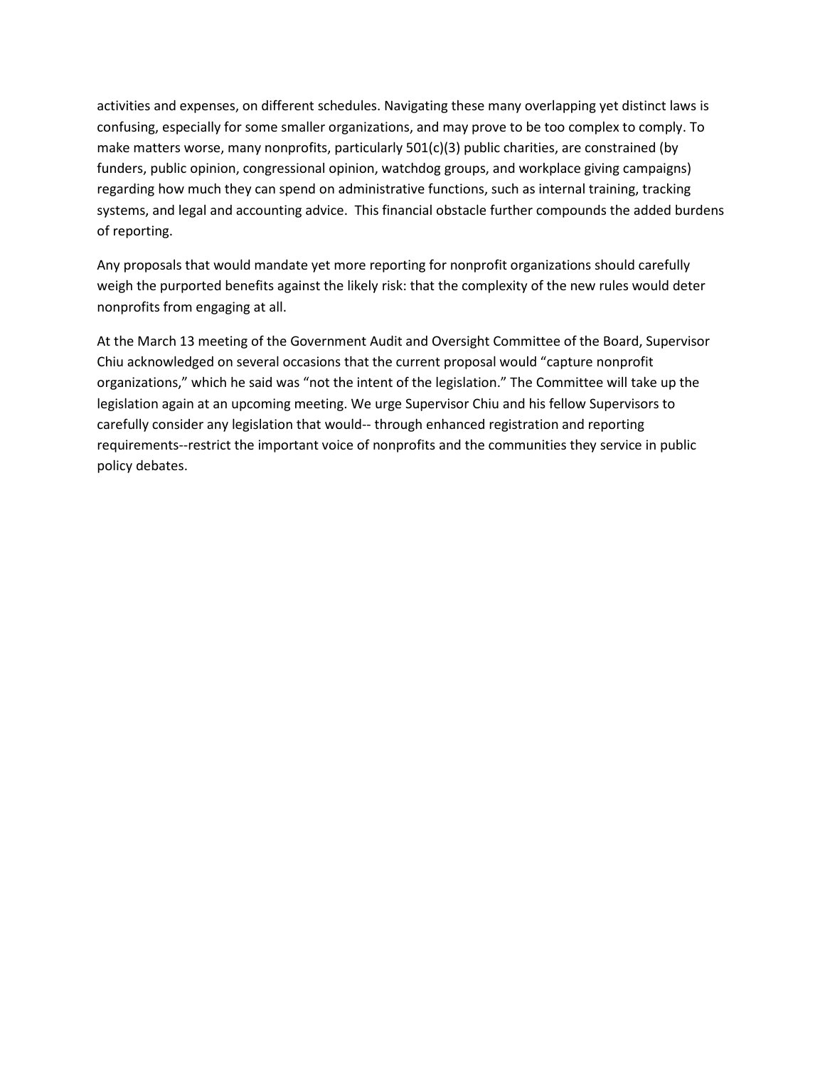activities and expenses, on different schedules. Navigating these many overlapping yet distinct laws is confusing, especially for some smaller organizations, and may prove to be too complex to comply. To make matters worse, many nonprofits, particularly 501(c)(3) public charities, are constrained (by funders, public opinion, congressional opinion, watchdog groups, and workplace giving campaigns) regarding how much they can spend on administrative functions, such as internal training, tracking systems, and legal and accounting advice. This financial obstacle further compounds the added burdens of reporting.

Any proposals that would mandate yet more reporting for nonprofit organizations should carefully weigh the purported benefits against the likely risk: that the complexity of the new rules would deter nonprofits from engaging at all.

At the March 13 meeting of the Government Audit and Oversight Committee of the Board, Supervisor Chiu acknowledged on several occasions that the current proposal would "capture nonprofit organizations," which he said was "not the intent of the legislation." The Committee will take up the legislation again at an upcoming meeting. We urge Supervisor Chiu and his fellow Supervisors to carefully consider any legislation that would-- through enhanced registration and reporting requirements--restrict the important voice of nonprofits and the communities they service in public policy debates.